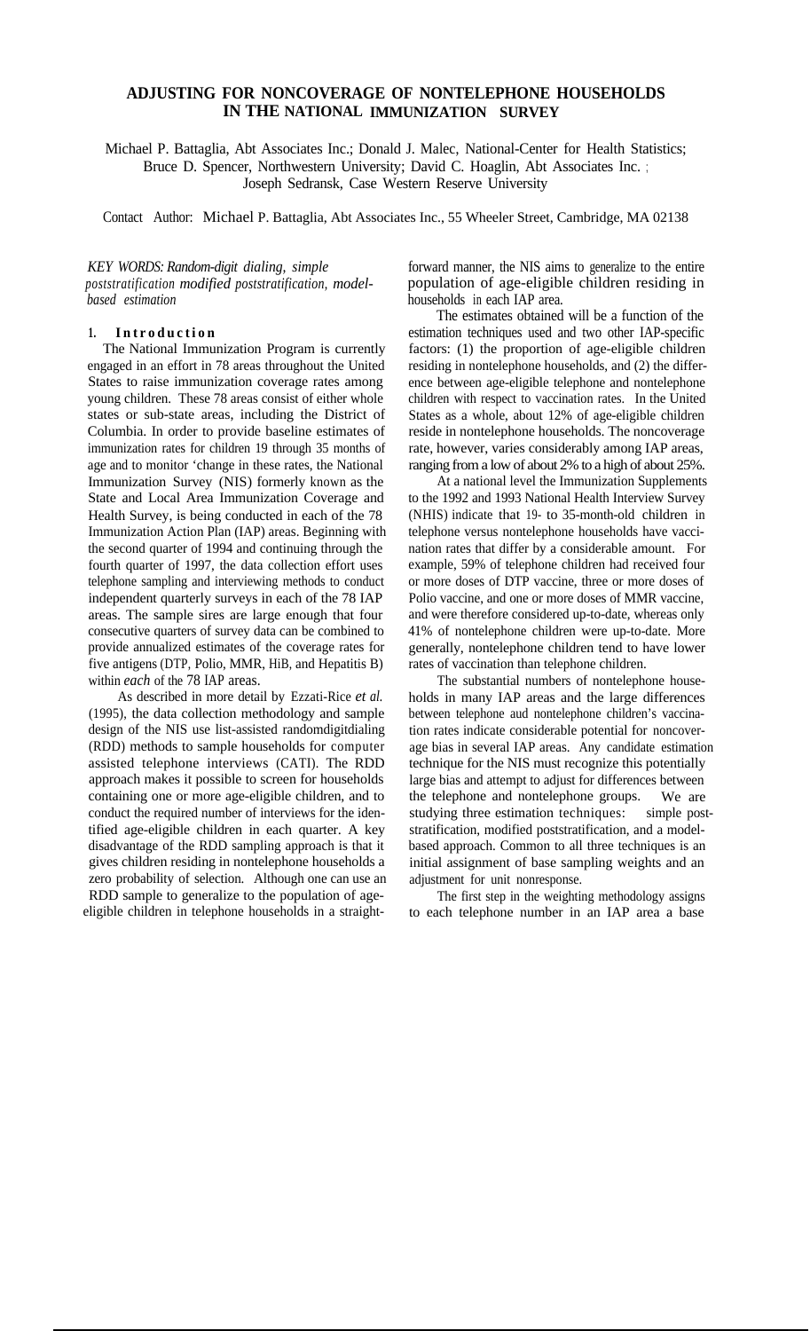# ADJUSTING FOR NONCOVERAGE OF NONTELEPHONE HOUSEHOLDS IN THE NATIONAL IMMUNIZATION SURVEY

Michael P. Battaglia, Abt Associates Inc.; Donald J. Malec, National-Center for Health Statistics; Bruce D. Spencer, Northwestern University; David C. Hoaglin, Abt Associates Inc. ; Joseph Sedransk, Case Western Reserve University

Contact Author: Michael P. Battaglia, Abt Associates Inc., 55 Wheeler Street, Cambridge, MA 02138

*KEY WORDS: Random-digit dialing, simple poststratification modified poststratification, model-based estimation*

## 1. Introduction

The National Immunization Program is currently engaged in an effort in 78 areas throughout the United States to raise immunization coverage rates among young children. These 78 areas consist of either whole states or sub-state areas, including the District of Columbia. In order to provide baseline estimates of immunization rates for children 19 through 35 months of age and to monitor 'change in these rates, the National Immunization Survey (NIS) formerly known as the State and Local Area Immunization Coverage and Health Survey, is being conducted in each of the 78 Immunization Action Plan (IAP) areas. Beginning with the second quarter of 1994 and continuing through the fourth quarter of 1997, the data collection effort uses telephone sampling and interviewing methods to conduct independent quarterly surveys in each of the 78 IAP areas. The sample sires are large enough that four consecutive quarters of survey data can be combined to provide annualized estimates of the coverage rates for five antigens (DTP, Polio, MMR, HiB, and Hepatitis B) within *each* of the 78 IAP areas.

As described in more detail by Ezzati-Rice *et al.* (1995), the data collection methodology and sample design of the NIS use list-assisted randomdigitdialing (RDD) methods to sample households for computer assisted telephone interviews (CATI). The RDD approach makes it possible to screen for households containing one or more age-eligible children, and to conduct the required number of interviews for the identified age-eligible children in each quarter. A key disadvantage of the RDD sampling approach is that it gives children residing in nontelephone households a zero probability of selection. Although one can use an RDD sample to generalize to the population of age-eligible children in telephone households in a straight-forward manner, the NIS aims to generalize to the entire population of age-eligible children residing in households in each IAP area.

The estimates obtained will be a function of the estimation techniques used and two other IAP-specific factors: (1) the proportion of age-eligible children residing in nontelephone households, and (2) the difference between age-eligible telephone and nontelephone children with respect to vaccination rates. In the United States as a whole, about 12% of age-eligible children reside in nontelephone households. The noncoverage rate, however, varies considerably among IAP areas, ranging from a low of about 2% to a high of about 25%.

At a national level the Immunization Supplements to the 1992 and 1993 National Health Interview Survey (NHIS) indicate that 19- to 35-month-old children in telephone versus nontelephone households have vaccination rates that differ by a considerable amount. For example, 59% of telephone children had received four or more doses of DTP vaccine, three or more doses of Polio vaccine, and one or more doses of MMR vaccine, and were therefore considered up-to-date, whereas only 41% of nontelephone children were up-to-date. More generally, nontelephone children tend to have lower rates of vaccination than telephone children.

The substantial numbers of nontelephone households in many IAP areas and the large differences between telephone aud nontelephone children's vaccination rates indicate considerable potential for noncoverage bias in several IAP areas. Any candidate estimation technique for the NIS must recognize this potentially large bias and attempt to adjust for differences between the telephone and nontelephone groups. We are studying three estimation techniques: simple poststratification, modified poststratification, and a model-based approach. Common to all three techniques is an initial assignment of base sampling weights and an adjustment for unit nonresponse.

The first step in the weighting methodology assigns to each telephone number in an IAP area a base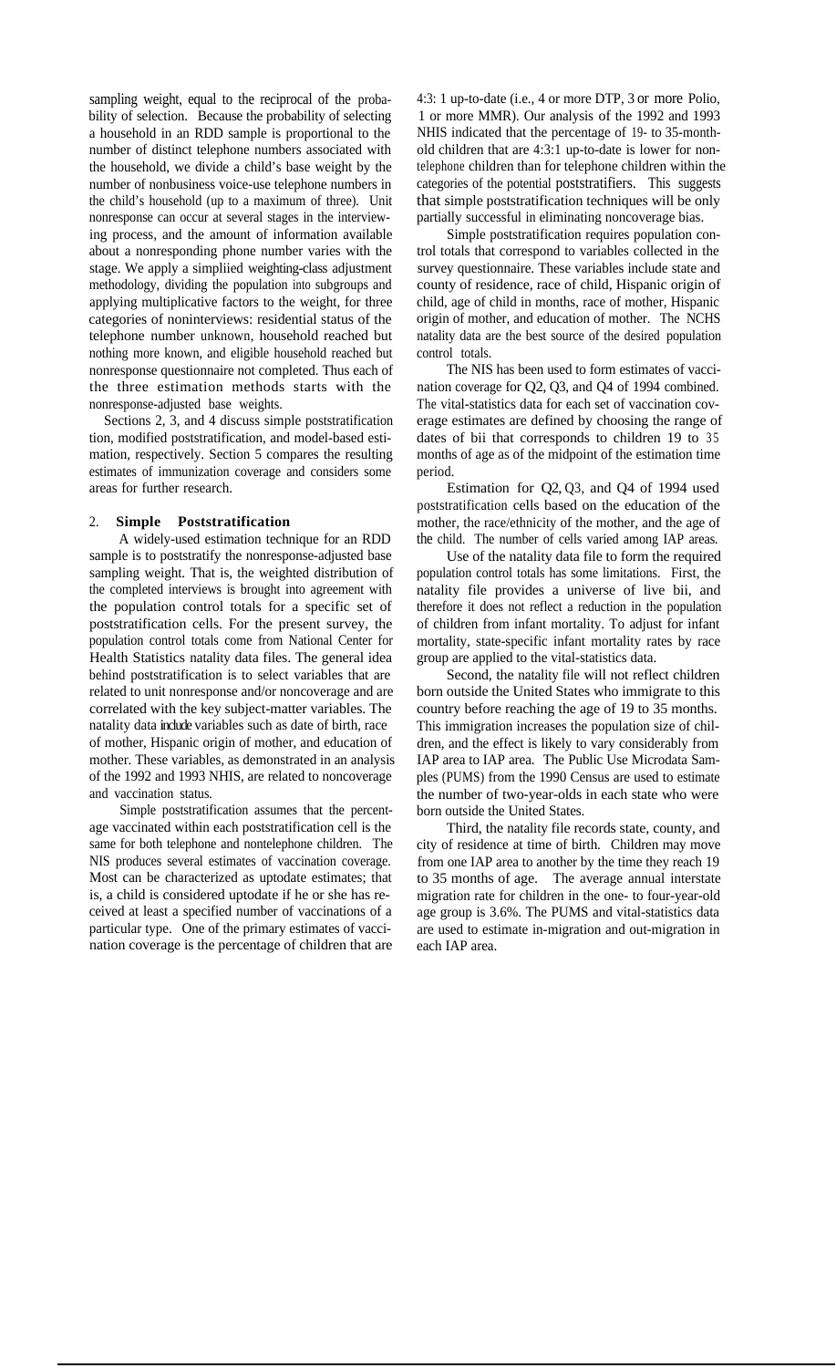sampling weight, equal to the reciprocal of the probability of selection. Because the probability of selecting a household in an RDD sample is proportional to the number of distinct telephone numbers associated with the household, we divide a child's base weight by the number of nonbusiness voice-use telephone numbers in the child's household (up to a maximum of three). Unit nonresponse can occur at several stages in the interviewing process, and the amount of information available about a nonresponding phone number varies with the stage. We apply a simpliied weighting-class adjustment methodology, dividing the population into subgroups and applying multiplicative factors to the weight, for three categories of noninterviews: residential status of the telephone number unknown, household reached but nothing more known, and eligible household reached but nonresponse questionnaire not completed. Thus each of the three estimation methods starts with the nonresponse-adjusted base weights.

Sections 2, 3, and 4 discuss simple poststratification tion, modified poststratification, and model-based estimation, respectively. Section 5 compares the resulting estimates of immunization coverage and considers some areas for further research.

## 2. Simple Poststratification

A widely-used estimation technique for an RDD sample is to poststratify the nonresponse-adjusted base sampling weight. That is, the weighted distribution of the completed interviews is brought into agreement with the population control totals for a specific set of poststratification cells. For the present survey, the population control totals come from National Center for Health Statistics natality data files. The general idea behind poststratification is to select variables that are related to unit nonresponse and/or noncoverage and are correlated with the key subject-matter variables. The natality data include variables such as date of birth, race of mother, Hispanic origin of mother, and education of mother. These variables, as demonstrated in an analysis of the 1992 and 1993 NHIS, are related to noncoverage and vaccination status.

Simple poststratification assumes that the percentage vaccinated within each poststratification cell is the same for both telephone and nontelephone children. The NIS produces several estimates of vaccination coverage. Most can be characterized as uptodate estimates; that is, a child is considered uptodate if he or she has received at least a specified number of vaccinations of a particular type. One of the primary estimates of vaccination coverage is the percentage of children that are 4:3: 1 up-to-date (i.e., 4 or more DTP, 3 or more Polio, 1 or more MMR). Our analysis of the 1992 and 1993 NHIS indicated that the percentage of 19- to 35-month-old children that are 4:3:1 up-to-date is lower for nontelephone children than for telephone children within the categories of the potential poststratifiers. This suggests that simple poststratification techniques will be only partially successful in eliminating noncoverage bias.

Simple poststratification requires population control totals that correspond to variables collected in the survey questionnaire. These variables include state and county of residence, race of child, Hispanic origin of child, age of child in months, race of mother, Hispanic origin of mother, and education of mother. The NCHS natality data are the best source of the desired population control totals.

The NIS has been used to form estimates of vaccination coverage for Q2, Q3, and Q4 of 1994 combined. The vital-statistics data for each set of vaccination coverage estimates are defined by choosing the range of dates of bii that corresponds to children 19 to 35 months of age as of the midpoint of the estimation time period.

Estimation for Q2, Q3, and Q4 of 1994 used poststratification cells based on the education of the mother, the race/ethnicity of the mother, and the age of the child. The number of cells varied among IAP areas.

Use of the natality data file to form the required population control totals has some limitations. First, the natality file provides a universe of live bii, and therefore it does not reflect a reduction in the population of children from infant mortality. To adjust for infant mortality, state-specific infant mortality rates by race group are applied to the vital-statistics data.

Second, the natality file will not reflect children born outside the United States who immigrate to this country before reaching the age of 19 to 35 months. This immigration increases the population size of children, and the effect is likely to vary considerably from IAP area to IAP area. The Public Use Microdata Samples (PUMS) from the 1990 Census are used to estimate the number of two-year-olds in each state who were born outside the United States.

Third, the natality file records state, county, and city of residence at time of birth. Children may move from one IAP area to another by the time they reach 19 to 35 months of age. The average annual interstate migration rate for children in the one- to four-year-old age group is 3.6%. The PUMS and vital-statistics data are used to estimate in-migration and out-migration in each IAP area.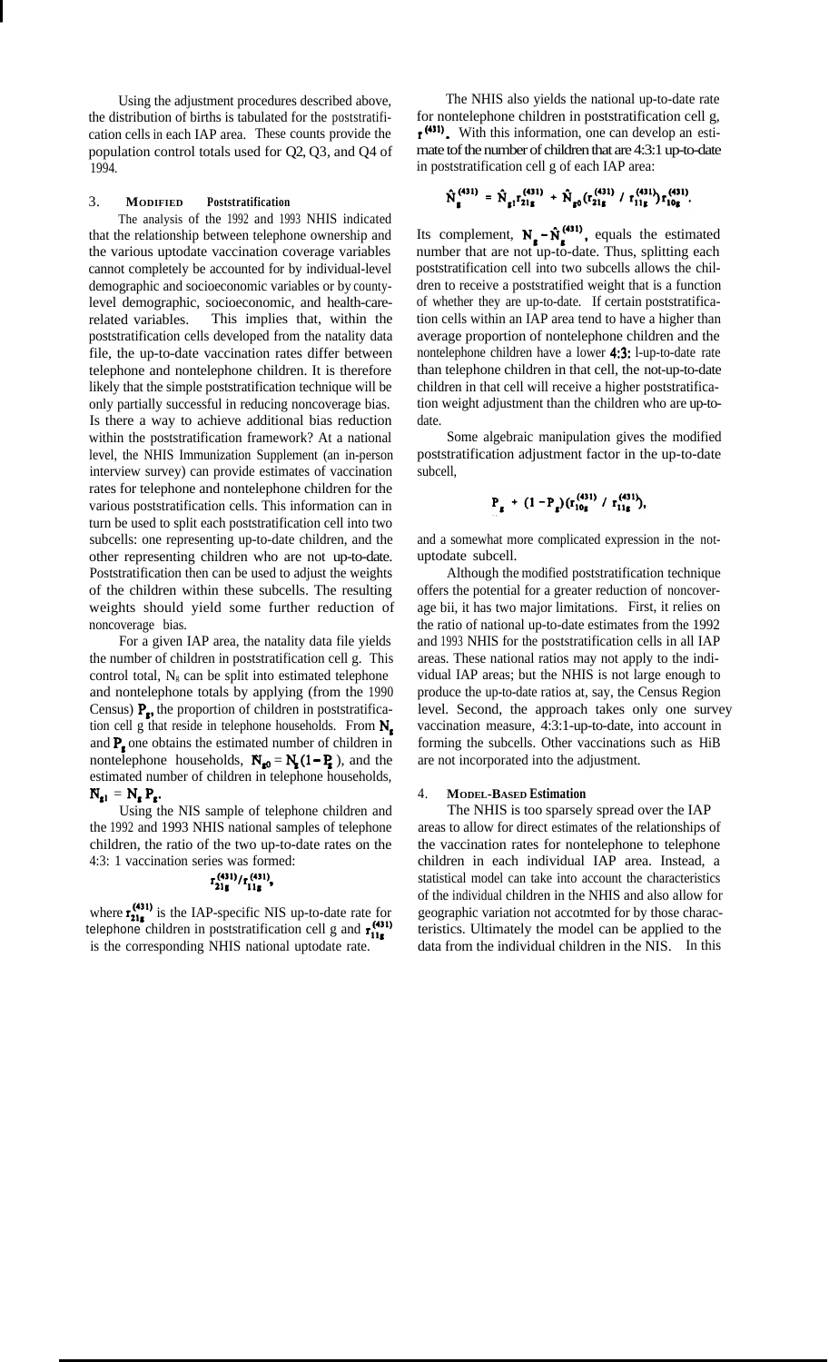Using the adjustment procedures described above, the distribution of births is tabulated for the poststratification cells in each IAP area. These counts provide the population control totals used for Q2, Q3, and Q4 of 1994.

## 3. MODIFIED Poststratification

The analysis of the 1992 and 1993 NHIS indicated that the relationship between telephone ownership and the various uptodate vaccination coverage variables cannot completely be accounted for by individual-level demographic and socioeconomic variables or by county-level demographic, socioeconomic, and health-care-related variables. This implies that, within the poststratification cells developed from the natality data file, the up-to-date vaccination rates differ between telephone and nontelephone children. It is therefore likely that the simple poststratification technique will be only partially successful in reducing noncoverage bias. Is there a way to achieve additional bias reduction within the poststratification framework? At a national level, the NHIS Immunization Supplement (an in-person interview survey) can provide estimates of vaccination rates for telephone and nontelephone children for the various poststratification cells. This information can in turn be used to split each poststratification cell into two subcells: one representing up-to-date children, and the other representing children who are not up-to-date. Poststratification then can be used to adjust the weights of the children within these subcells. The resulting weights should yield some further reduction of noncoverage bias.

For a given IAP area, the natality data file yields the number of children in poststratification cell g. This control total, $N_g$ can be split into estimated telephone and nontelephone totals by applying (from the 1990 Census) $P_g$, the proportion of children in poststratification cell g that reside in telephone households. From $N_g$ and $P_g$ one obtains the estimated number of children in nontelephone households, $N_{g0} = N_g(1-P_g)$, and the estimated number of children in telephone households, $N_{g1} = N_g P_g$.

Using the NIS sample of telephone children and the 1992 and 1993 NHIS national samples of telephone children, the ratio of the two up-to-date rates on the 4:3: 1 vaccination series was formed:

$$r_{21g}^{(431)}/r_{11g}^{(431)},$$

where $r_{21g}^{(431)}$ is the IAP-specific NIS up-to-date rate for telephone children in poststratification cell g and $r_{11g}^{(431)}$ is the corresponding NHIS national uptodate rate.

The NHIS also yields the national up-to-date rate for nontelephone children in poststratification cell g, $r^{(431)}$. With this information, one can develop an estimate tof the number of children that are 4:3:1 up-to-date in poststratification cell g of each IAP area:

$$\hat{N}_g^{(431)} = \hat{N}_{g1} r_{21g}^{(431)} + \hat{N}_{g0}(r_{21g}^{(431)} / r_{11g}^{(431)}) r_{10g}^{(431)}.$$

Its complement, $N_g - \hat{N}_g^{(431)}$, equals the estimated number that are not up-to-date. Thus, splitting each poststratification cell into two subcells allows the children to receive a poststratified weight that is a function of whether they are up-to-date. If certain poststratification cells within an IAP area tend to have a higher than average proportion of nontelephone children and the nontelephone children have a lower 4:3: l-up-to-date rate than telephone children in that cell, the not-up-to-date children in that cell will receive a higher poststratification weight adjustment than the children who are up-to-date.

Some algebraic manipulation gives the modified poststratification adjustment factor in the up-to-date subcell,

$$P_g + (1-P_g)(r_{10g}^{(431)} / r_{11g}^{(431)}),$$

and a somewhat more complicated expression in the not-uptodate subcell.

Although the modified poststratification technique offers the potential for a greater reduction of noncoverage bii, it has two major limitations. First, it relies on the ratio of national up-to-date estimates from the 1992 and 1993 NHIS for the poststratification cells in all IAP areas. These national ratios may not apply to the individual IAP areas; but the NHIS is not large enough to produce the up-to-date ratios at, say, the Census Region level. Second, the approach takes only one survey vaccination measure, 4:3:1-up-to-date, into account in forming the subcells. Other vaccinations such as HiB are not incorporated into the adjustment.

## 4. MODEL-BASED Estimation

The NHIS is too sparsely spread over the IAP areas to allow for direct estimates of the relationships of the vaccination rates for nontelephone to telephone children in each individual IAP area. Instead, a statistical model can take into account the characteristics of the individual children in the NHIS and also allow for geographic variation not accotmted for by those characteristics. Ultimately the model can be applied to the data from the individual children in the NIS. In this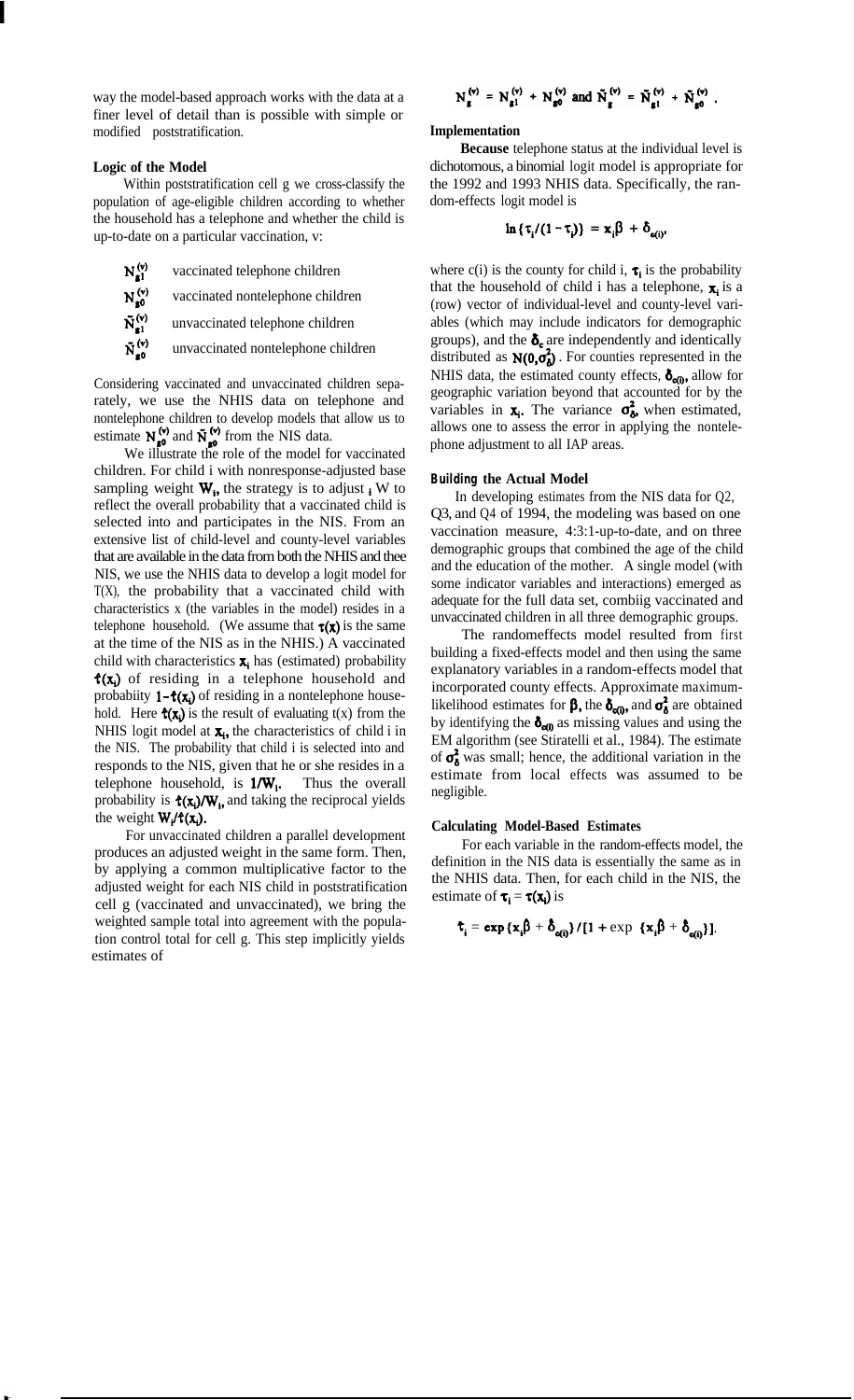way the model-based approach works with the data at a finer level of detail than is possible with simple or modified poststratification.

### Logic of the Model

Within poststratification cell g we cross-classify the population of age-eligible children according to whether the household has a telephone and whether the child is up-to-date on a particular vaccination, v:

- $N_{g1}^{(v)}$ vaccinated telephone children
- $N_{g0}^{(v)}$ vaccinated nontelephone children
- $\tilde{N}_{g1}^{(v)}$ unvaccinated telephone children
- $\tilde{N}_{g0}^{(v)}$ unvaccinated nontelephone children

Considering vaccinated and unvaccinated children separately, we use the NHIS data on telephone and nontelephone children to develop models that allow us to estimate $N_{g0}^{(v)}$ and $\tilde{N}_{g0}^{(v)}$ from the NIS data.

We illustrate the role of the model for vaccinated children. For child i with nonresponse-adjusted base sampling weight $W_i$, the strategy is to adjust $W_i$ to reflect the overall probability that a vaccinated child is selected into and participates in the NIS. From an extensive list of child-level and county-level variables that are available in the data from both the NHIS and thee NIS, we use the NHIS data to develop a logit model for $\tau(x)$, the probability that a vaccinated child with characteristics x (the variables in the model) resides in a telephone household. (We assume that $\tau(x)$ is the same at the time of the NIS as in the NHIS.) A vaccinated child with characteristics $x_i$ has (estimated) probability $\hat{\tau}(x_i)$ of residing in a telephone household and probabiity $1-\hat{\tau}(x_i)$ of residing in a nontelephone household. Here $\hat{\tau}(x_i)$ is the result of evaluating $\tau(x)$ from the NHIS logit model at $x_i$, the characteristics of child i in the NIS. The probability that child i is selected into and responds to the NIS, given that he or she resides in a telephone household, is $1/W_i$. Thus the overall probability is $\hat{\tau}(x_i)/W_i$, and taking the reciprocal yields the weight $W_i/\hat{\tau}(x_i)$.

For unvaccinated children a parallel development produces an adjusted weight in the same form. Then, by applying a common multiplicative factor to the adjusted weight for each NIS child in poststratification cell g (vaccinated and unvaccinated), we bring the weighted sample total into agreement with the population control total for cell g. This step implicitly yields estimates of

$$N_g^{(v)} = N_{g1}^{(v)} + N_{g0}^{(v)} \text{ and } \tilde{N}_g^{(v)} = \tilde{N}_{g1}^{(v)} + \tilde{N}_{g0}^{(v)} .$$

### Implementation

**Because** telephone status at the individual level is dichotomous, a binomial logit model is appropriate for the 1992 and 1993 NHIS data. Specifically, the random-effects logit model is

$$\ln\{\tau_i/(1-\tau_i)\} = x_i\beta + \delta_{c(i)},$$

where c(i) is the county for child i, $\tau_i$ is the probability that the household of child i has a telephone, $x_i$ is a (row) vector of individual-level and county-level variables (which may include indicators for demographic groups), and the $\delta_c$ are independently and identically distributed as $N(0,\sigma_\delta^2)$. For counties represented in the NHIS data, the estimated county effects, $\hat{\delta}_{c(i)}$, allow for geographic variation beyond that accounted for by the variables in $x_i$. The variance $\sigma_\delta^2$, when estimated, allows one to assess the error in applying the nontelephone adjustment to all IAP areas.

### Building the Actual Model

In developing estimates from the NIS data for Q2, Q3, and Q4 of 1994, the modeling was based on one vaccination measure, 4:3:1-up-to-date, and on three demographic groups that combined the age of the child and the education of the mother. A single model (with some indicator variables and interactions) emerged as adequate for the full data set, combiig vaccinated and unvaccinated children in all three demographic groups.

The randomeffects model resulted from first building a fixed-effects model and then using the same explanatory variables in a random-effects model that incorporated county effects. Approximate maximum-likelihood estimates for $\beta$, the $\delta_{c(i)}$, and $\sigma_\delta^2$ are obtained by identifying the $\delta_{c(i)}$ as missing values and using the EM algorithm (see Stiratelli et al., 1984). The estimate of $\sigma_\delta^2$ was small; hence, the additional variation in the estimate from local effects was assumed to be negligible.

### Calculating Model-Based Estimates

For each variable in the random-effects model, the definition in the NIS data is essentially the same as in the NHIS data. Then, for each child in the NIS, the estimate of $\tau_i = \tau(x_i)$ is

$$\hat{\tau}_i = \exp\{x_i\hat{\beta} + \hat{\delta}_{c(i)}\}/[1 + \exp\{x_i\hat{\beta} + \hat{\delta}_{c(i)}\}].$$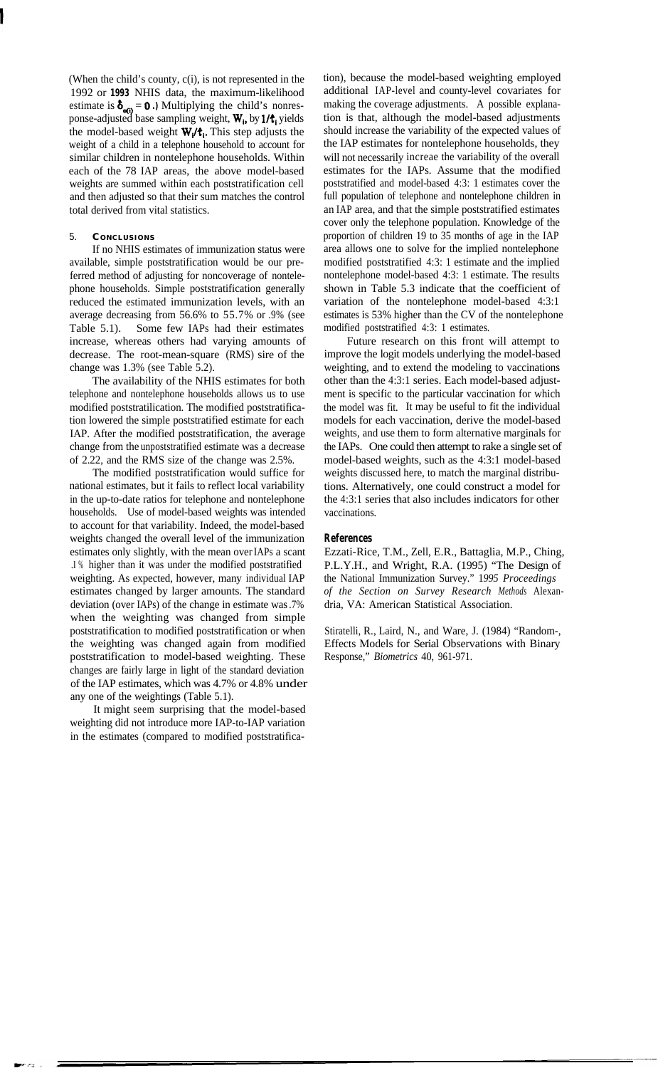(When the child's county, c(i), is not represented in the 1992 or **1993** NHIS data, the maximum-likelihood estimate is $\hat{\delta}_{c(i)} = 0$.) Multiplying the child's nonresponse-adjusted base sampling weight, $W_i$, by $1/\hat{t}_i$ yields the model-based weight $W_i/\hat{t}_i$. This step adjusts the weight of a child in a telephone household to account for similar children in nontelephone households. Within each of the 78 IAP areas, the above model-based weights are summed within each poststratification cell and then adjusted so that their sum matches the control total derived from vital statistics.

## 5. CONCLUSIONS

If no NHIS estimates of immunization status were available, simple poststratification would be our preferred method of adjusting for noncoverage of nontelephone households. Simple poststratification generally reduced the estimated immunization levels, with an average decreasing from 56.6% to 55.7% or .9% (see Table 5.1). Some few IAPs had their estimates increase, whereas others had varying amounts of decrease. The root-mean-square (RMS) sire of the change was 1.3% (see Table 5.2).

The availability of the NHIS estimates for both telephone and nontelephone households allows us to use modified poststratilication. The modified poststratification lowered the simple poststratified estimate for each IAP. After the modified poststratification, the average change from the unpoststratified estimate was a decrease of 2.22, and the RMS size of the change was 2.5%.

The modified poststratification would suffice for national estimates, but it fails to reflect local variability in the up-to-date ratios for telephone and nontelephone households. Use of model-based weights was intended to account for that variability. Indeed, the model-based weights changed the overall level of the immunization estimates only slightly, with the mean over IAPs a scant .1% higher than it was under the modified poststratified weighting. As expected, however, many individual IAP estimates changed by larger amounts. The standard deviation (over IAPs) of the change in estimate was .7% when the weighting was changed from simple poststratification to modified poststratification or when the weighting was changed again from modified poststratification to model-based weighting. These changes are fairly large in light of the standard deviation of the IAP estimates, which was 4.7% or 4.8% under any one of the weightings (Table 5.1).

It might seem surprising that the model-based weighting did not introduce more IAP-to-IAP variation in the estimates (compared to modified poststratification), because the model-based weighting employed additional IAP-level and county-level covariates for making the coverage adjustments. A possible explanation is that, although the model-based adjustments should increase the variability of the expected values of the IAP estimates for nontelephone households, they will not necessarily increae the variability of the overall estimates for the IAPs. Assume that the modified poststratified and model-based 4:3: 1 estimates cover the full population of telephone and nontelephone children in an IAP area, and that the simple poststratified estimates cover only the telephone population. Knowledge of the proportion of children 19 to 35 months of age in the IAP area allows one to solve for the implied nontelephone modified poststratified 4:3: 1 estimate and the implied nontelephone model-based 4:3: 1 estimate. The results shown in Table 5.3 indicate that the coefficient of variation of the nontelephone model-based 4:3:1 estimates is 53% higher than the CV of the nontelephone modified poststratified 4:3: 1 estimates.

Future research on this front will attempt to improve the logit models underlying the model-based weighting, and to extend the modeling to vaccinations other than the 4:3:1 series. Each model-based adjustment is specific to the particular vaccination for which the model was fit. It may be useful to fit the individual models for each vaccination, derive the model-based weights, and use them to form alternative marginals for the IAPs. One could then attempt to rake a single set of model-based weights, such as the 4:3:1 model-based weights discussed here, to match the marginal distributions. Alternatively, one could construct a model for the 4:3:1 series that also includes indicators for other vaccinations.

### References

Ezzati-Rice, T.M., Zell, E.R., Battaglia, M.P., Ching, P.L.Y.H., and Wright, R.A. (1995) "The Design of the National Immunization Survey." 1995 *Proceedings of the Section on Survey Research Methods* Alexandria, VA: American Statistical Association.

Stiratelli, R., Laird, N., and Ware, J. (1984) "Random-, Effects Models for Serial Observations with Binary Response," *Biometrics* 40, 961-971.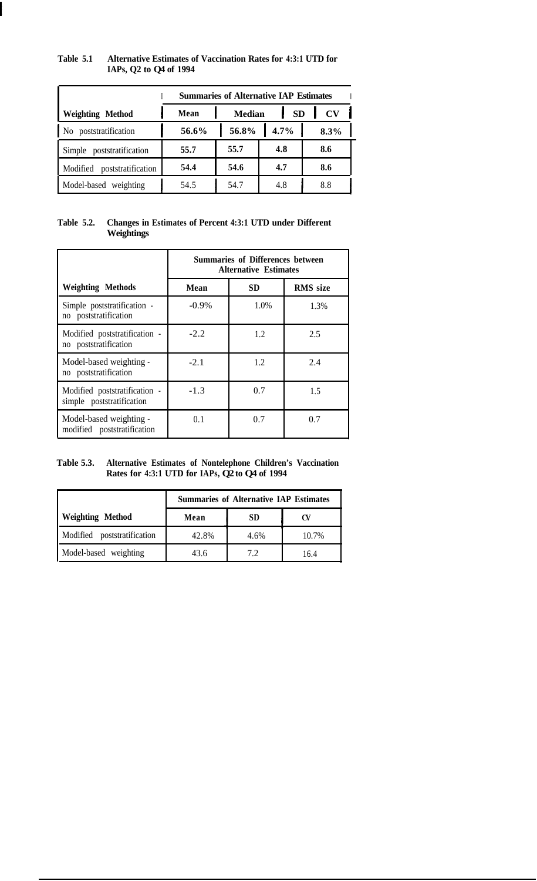**Table 5.1 Alternative Estimates of Vaccination Rates for 4:3:1 UTD for IAPs, Q2 to Q4 of 1994**

| | Summaries of Alternative IAP Estimates | | | |
|---|---|---|---|---|
| **Weighting Method** | **Mean** | **Median** | **SD** | **CV** |
| No poststratification | **56.6%** | **56.8%** | **4.7%** | **8.3%** |
| Simple poststratification | **55.7** | **55.7** | **4.8** | **8.6** |
| Modified poststratification | **54.4** | **54.6** | **4.7** | **8.6** |
| Model-based weighting | 54.5 | 54.7 | 4.8 | 8.8 |

**Table 5.2. Changes in Estimates of Percent 4:3:1 UTD under Different Weightings**

| | Summaries of Differences between Alternative Estimates | | |
|---|---|---|---|
| **Weighting Methods** | **Mean** | **SD** | **RMS size** |
| Simple poststratification - no poststratification | -0.9% | 1.0% | 1.3% |
| Modified poststratification - no poststratification | -2.2 | 1.2 | 2.5 |
| Model-based weighting - no poststratification | -2.1 | 1.2 | 2.4 |
| Modified poststratification - simple poststratification | -1.3 | 0.7 | 1.5 |
| Model-based weighting - modified poststratification | 0.1 | 0.7 | 0.7 |

**Table 5.3. Alternative Estimates of Nontelephone Children's Vaccination Rates for 4:3:1 UTD for IAPs, Q2 to Q4 of 1994**

| | Summaries of Alternative IAP Estimates | | |
|---|---|---|---|
| **Weighting Method** | **Mean** | **SD** | **CV** |
| Modified poststratification | 42.8% | 4.6% | 10.7% |
| Model-based weighting | 43.6 | 7.2 | 16.4 |